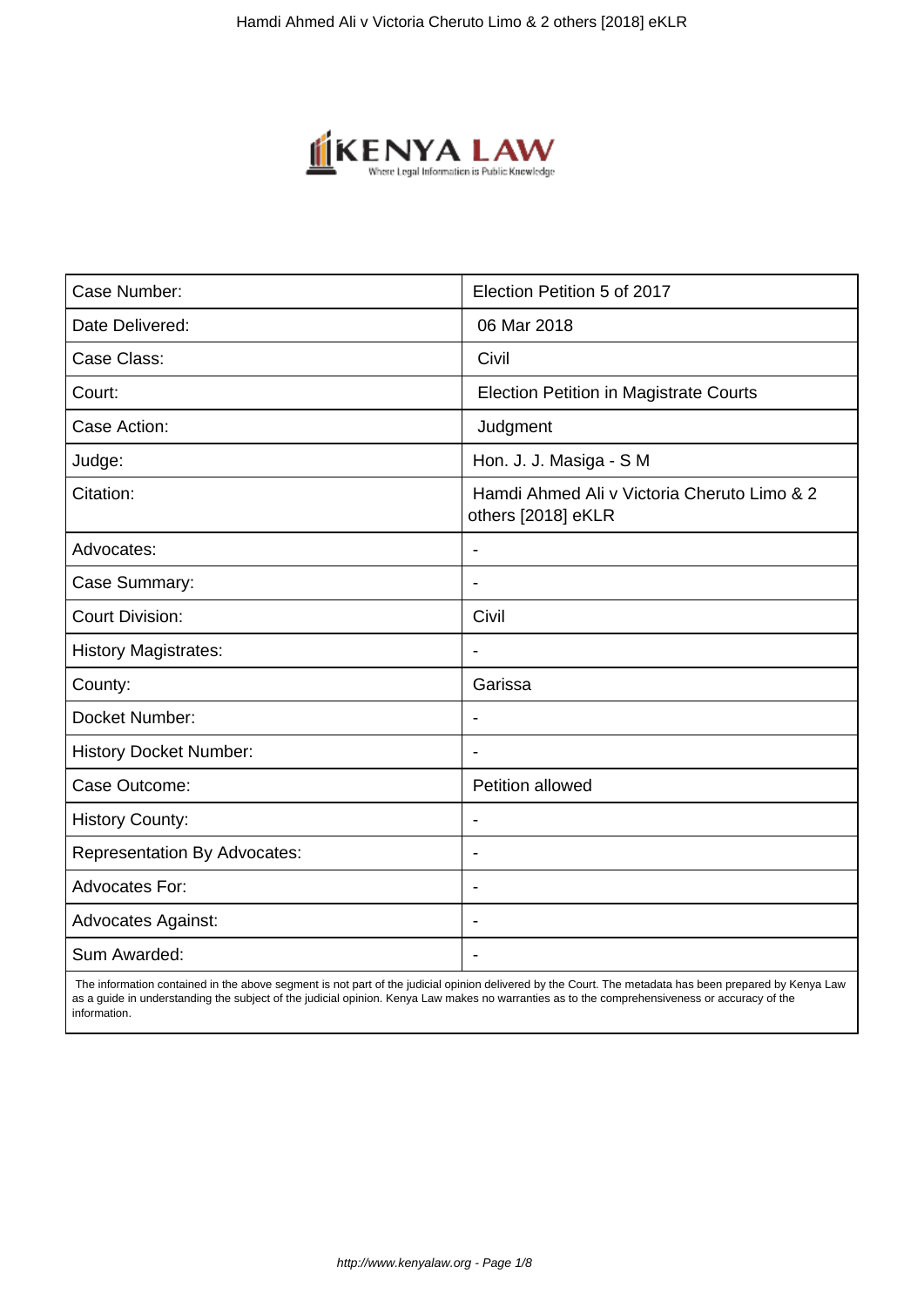| Case Number: | Election Petition 5 of 2017 |
|---|---|
| Date Delivered: | 06 Mar 2018 |
| Case Class: | Civil |
| Court: | Election Petition in Magistrate Courts |
| Case Action: | Judgment |
| Judge: | Hon. J. J. Masiga - S M |
| Citation: | Hamdi Ahmed Ali v Victoria Cheruto Limo & 2 others [2018] eKLR |
| Advocates: | - |
| Case Summary: | - |
| Court Division: | Civil |
| History Magistrates: | - |
| County: | Garissa |
| Docket Number: | - |
| History Docket Number: | - |
| Case Outcome: | Petition allowed |
| History County: | - |
| Representation By Advocates: | - |
| Advocates For: | - |
| Advocates Against: | - |
| Sum Awarded: | - |

The information contained in the above segment is not part of the judicial opinion delivered by the Court. The metadata has been prepared by Kenya Law as a guide in understanding the subject of the judicial opinion. Kenya Law makes no warranties as to the comprehensiveness or accuracy of the information.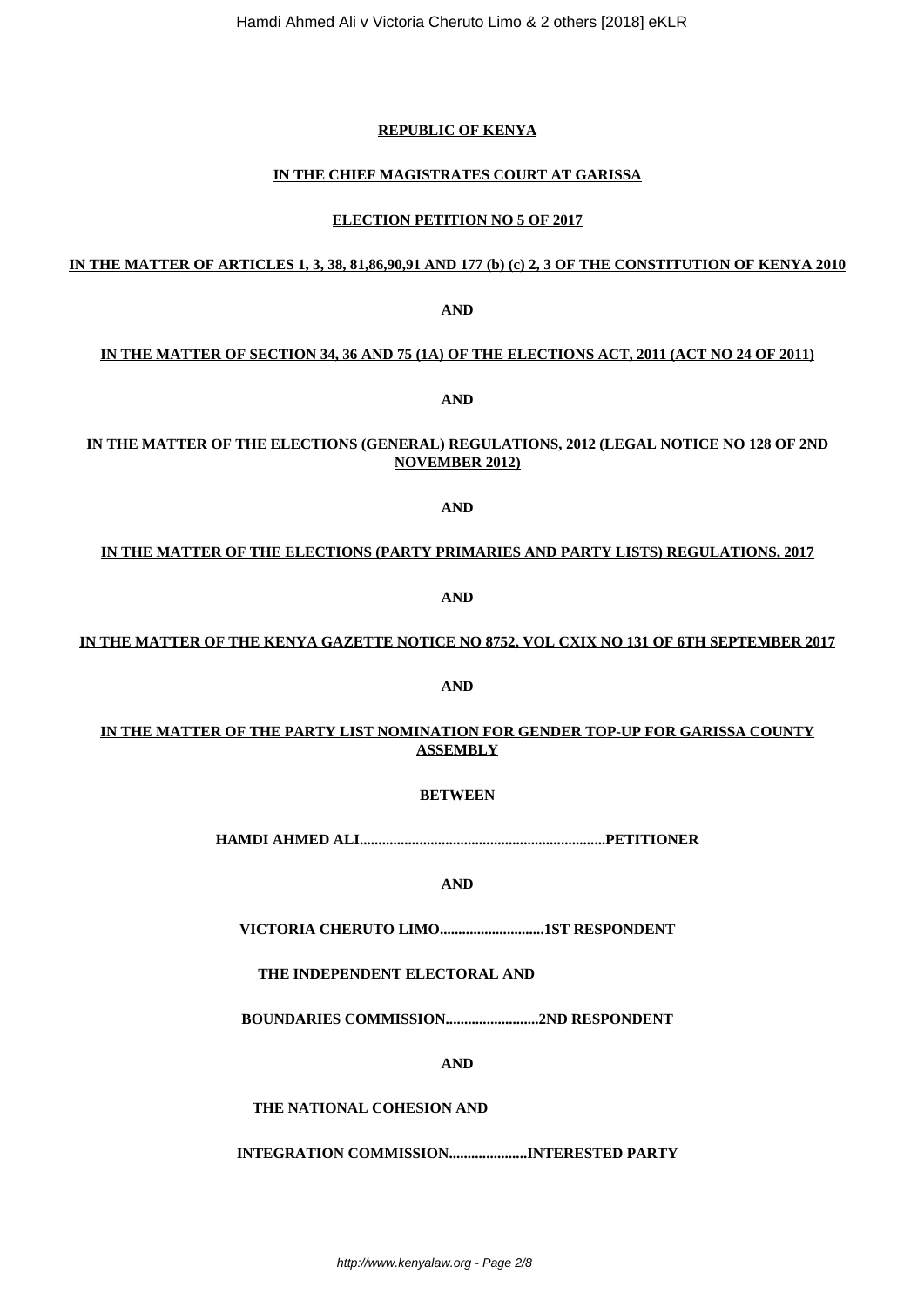**REPUBLIC OF KENYA**

**IN THE CHIEF MAGISTRATES COURT AT GARISSA**

**ELECTION PETITION NO 5 OF 2017**

**IN THE MATTER OF ARTICLES 1, 3, 38, 81,86,90,91 AND 177 (b) (c) 2, 3 OF THE CONSTITUTION OF KENYA 2010**

**AND**

**IN THE MATTER OF SECTION 34, 36 AND 75 (1A) OF THE ELECTIONS ACT, 2011 (ACT NO 24 OF 2011)**

**AND**

**IN THE MATTER OF THE ELECTIONS (GENERAL) REGULATIONS, 2012 (LEGAL NOTICE NO 128 OF 2ND NOVEMBER 2012)**

**AND**

**IN THE MATTER OF THE ELECTIONS (PARTY PRIMARIES AND PARTY LISTS) REGULATIONS, 2017**

**AND**

**IN THE MATTER OF THE KENYA GAZETTE NOTICE NO 8752, VOL CXIX NO 131 OF 6TH SEPTEMBER 2017**

**AND**

**IN THE MATTER OF THE PARTY LIST NOMINATION FOR GENDER TOP-UP FOR GARISSA COUNTY ASSEMBLY**

**BETWEEN**

**HAMDI AHMED ALI.................................................................PETITIONER**

**AND**

**VICTORIA CHERUTO LIMO............................1ST RESPONDENT**

**THE INDEPENDENT ELECTORAL AND**

**BOUNDARIES COMMISSION.........................2ND RESPONDENT**

**AND**

**THE NATIONAL COHESION AND**

**INTEGRATION COMMISSION.....................INTERESTED PARTY**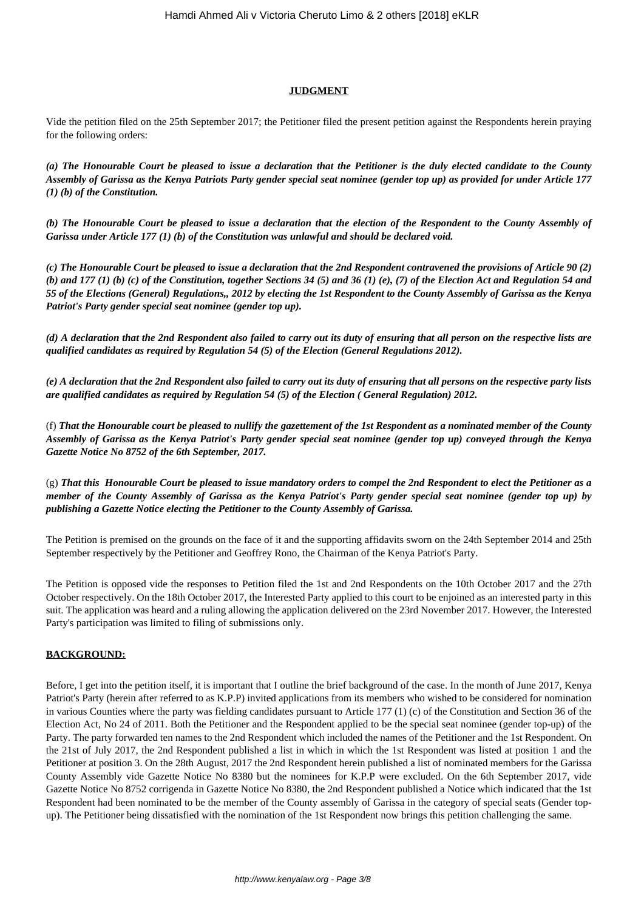## JUDGMENT

Vide the petition filed on the 25th September 2017; the Petitioner filed the present petition against the Respondents herein praying for the following orders:

***(a) The Honourable Court be pleased to issue a declaration that the Petitioner is the duly elected candidate to the County Assembly of Garissa as the Kenya Patriots Party gender special seat nominee (gender top up) as provided for under Article 177 (1) (b) of the Constitution.***

***(b) The Honourable Court be pleased to issue a declaration that the election of the Respondent to the County Assembly of Garissa under Article 177 (1) (b) of the Constitution was unlawful and should be declared void.***

***(c) The Honourable Court be pleased to issue a declaration that the 2nd Respondent contravened the provisions of Article 90 (2) (b) and 177 (1) (b) (c) of the Constitution, together Sections 34 (5) and 36 (1) (e), (7) of the Election Act and Regulation 54 and 55 of the Elections (General) Regulations,, 2012 by electing the 1st Respondent to the County Assembly of Garissa as the Kenya Patriot's Party gender special seat nominee (gender top up).***

***(d) A declaration that the 2nd Respondent also failed to carry out its duty of ensuring that all person on the respective lists are qualified candidates as required by Regulation 54 (5) of the Election (General Regulations 2012).***

***(e) A declaration that the 2nd Respondent also failed to carry out its duty of ensuring that all persons on the respective party lists are qualified candidates as required by Regulation 54 (5) of the Election ( General Regulation) 2012.***

(f) ***That the Honourable court be pleased to nullify the gazettement of the 1st Respondent as a nominated member of the County Assembly of Garissa as the Kenya Patriot's Party gender special seat nominee (gender top up) conveyed through the Kenya Gazette Notice No 8752 of the 6th September, 2017.***

(g) ***That this Honourable Court be pleased to issue mandatory orders to compel the 2nd Respondent to elect the Petitioner as a member of the County Assembly of Garissa as the Kenya Patriot's Party gender special seat nominee (gender top up) by publishing a Gazette Notice electing the Petitioner to the County Assembly of Garissa.***

The Petition is premised on the grounds on the face of it and the supporting affidavits sworn on the 24th September 2014 and 25th September respectively by the Petitioner and Geoffrey Rono, the Chairman of the Kenya Patriot's Party.

The Petition is opposed vide the responses to Petition filed the 1st and 2nd Respondents on the 10th October 2017 and the 27th October respectively. On the 18th October 2017, the Interested Party applied to this court to be enjoined as an interested party in this suit. The application was heard and a ruling allowing the application delivered on the 23rd November 2017. However, the Interested Party's participation was limited to filing of submissions only.

## BACKGROUND:

Before, I get into the petition itself, it is important that I outline the brief background of the case. In the month of June 2017, Kenya Patriot's Party (herein after referred to as K.P.P) invited applications from its members who wished to be considered for nomination in various Counties where the party was fielding candidates pursuant to Article 177 (1) (c) of the Constitution and Section 36 of the Election Act, No 24 of 2011. Both the Petitioner and the Respondent applied to be the special seat nominee (gender top-up) of the Party. The party forwarded ten names to the 2nd Respondent which included the names of the Petitioner and the 1st Respondent. On the 21st of July 2017, the 2nd Respondent published a list in which in which the 1st Respondent was listed at position 1 and the Petitioner at position 3. On the 28th August, 2017 the 2nd Respondent herein published a list of nominated members for the Garissa County Assembly vide Gazette Notice No 8380 but the nominees for K.P.P were excluded. On the 6th September 2017, vide Gazette Notice No 8752 corrigenda in Gazette Notice No 8380, the 2nd Respondent published a Notice which indicated that the 1st Respondent had been nominated to be the member of the County assembly of Garissa in the category of special seats (Gender top-up). The Petitioner being dissatisfied with the nomination of the 1st Respondent now brings this petition challenging the same.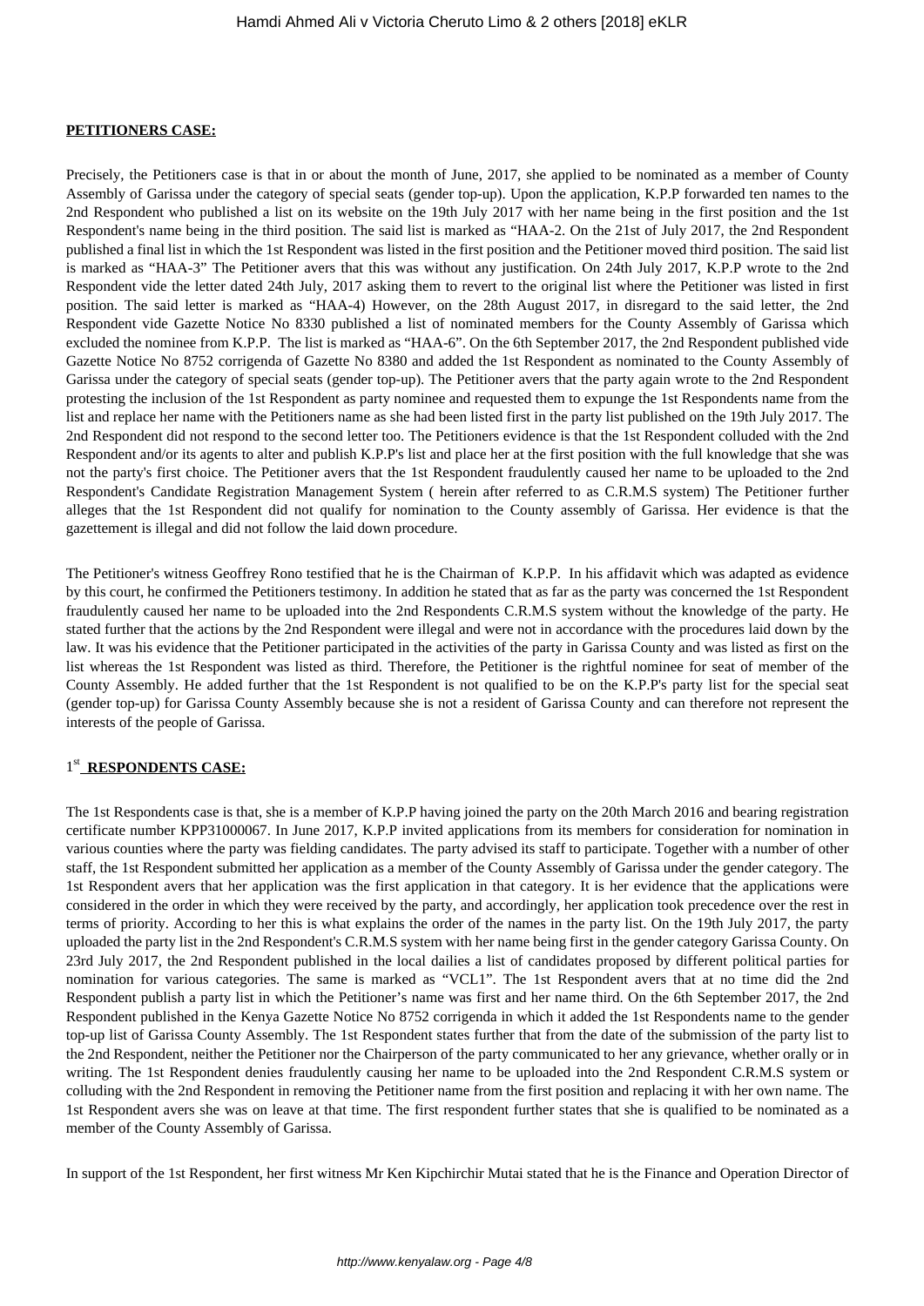**PETITIONERS CASE:**

Precisely, the Petitioners case is that in or about the month of June, 2017, she applied to be nominated as a member of County Assembly of Garissa under the category of special seats (gender top-up). Upon the application, K.P.P forwarded ten names to the 2nd Respondent who published a list on its website on the 19th July 2017 with her name being in the first position and the 1st Respondent's name being in the third position. The said list is marked as "HAA-2. On the 21st of July 2017, the 2nd Respondent published a final list in which the 1st Respondent was listed in the first position and the Petitioner moved third position. The said list is marked as "HAA-3" The Petitioner avers that this was without any justification. On 24th July 2017, K.P.P wrote to the 2nd Respondent vide the letter dated 24th July, 2017 asking them to revert to the original list where the Petitioner was listed in first position. The said letter is marked as "HAA-4) However, on the 28th August 2017, in disregard to the said letter, the 2nd Respondent vide Gazette Notice No 8330 published a list of nominated members for the County Assembly of Garissa which excluded the nominee from K.P.P. The list is marked as "HAA-6". On the 6th September 2017, the 2nd Respondent published vide Gazette Notice No 8752 corrigenda of Gazette No 8380 and added the 1st Respondent as nominated to the County Assembly of Garissa under the category of special seats (gender top-up). The Petitioner avers that the party again wrote to the 2nd Respondent protesting the inclusion of the 1st Respondent as party nominee and requested them to expunge the 1st Respondents name from the list and replace her name with the Petitioners name as she had been listed first in the party list published on the 19th July 2017. The 2nd Respondent did not respond to the second letter too. The Petitioners evidence is that the 1st Respondent colluded with the 2nd Respondent and/or its agents to alter and publish K.P.P's list and place her at the first position with the full knowledge that she was not the party's first choice. The Petitioner avers that the 1st Respondent fraudulently caused her name to be uploaded to the 2nd Respondent's Candidate Registration Management System ( herein after referred to as C.R.M.S system) The Petitioner further alleges that the 1st Respondent did not qualify for nomination to the County assembly of Garissa. Her evidence is that the gazettement is illegal and did not follow the laid down procedure.

The Petitioner's witness Geoffrey Rono testified that he is the Chairman of K.P.P. In his affidavit which was adapted as evidence by this court, he confirmed the Petitioners testimony. In addition he stated that as far as the party was concerned the 1st Respondent fraudulently caused her name to be uploaded into the 2nd Respondents C.R.M.S system without the knowledge of the party. He stated further that the actions by the 2nd Respondent were illegal and were not in accordance with the procedures laid down by the law. It was his evidence that the Petitioner participated in the activities of the party in Garissa County and was listed as first on the list whereas the 1st Respondent was listed as third. Therefore, the Petitioner is the rightful nominee for seat of member of the County Assembly. He added further that the 1st Respondent is not qualified to be on the K.P.P's party list for the special seat (gender top-up) for Garissa County Assembly because she is not a resident of Garissa County and can therefore not represent the interests of the people of Garissa.

**1st RESPONDENTS CASE:**

The 1st Respondents case is that, she is a member of K.P.P having joined the party on the 20th March 2016 and bearing registration certificate number KPP31000067. In June 2017, K.P.P invited applications from its members for consideration for nomination in various counties where the party was fielding candidates. The party advised its staff to participate. Together with a number of other staff, the 1st Respondent submitted her application as a member of the County Assembly of Garissa under the gender category. The 1st Respondent avers that her application was the first application in that category. It is her evidence that the applications were considered in the order in which they were received by the party, and accordingly, her application took precedence over the rest in terms of priority. According to her this is what explains the order of the names in the party list. On the 19th July 2017, the party uploaded the party list in the 2nd Respondent's C.R.M.S system with her name being first in the gender category Garissa County. On 23rd July 2017, the 2nd Respondent published in the local dailies a list of candidates proposed by different political parties for nomination for various categories. The same is marked as "VCL1". The 1st Respondent avers that at no time did the 2nd Respondent publish a party list in which the Petitioner's name was first and her name third. On the 6th September 2017, the 2nd Respondent published in the Kenya Gazette Notice No 8752 corrigenda in which it added the 1st Respondents name to the gender top-up list of Garissa County Assembly. The 1st Respondent states further that from the date of the submission of the party list to the 2nd Respondent, neither the Petitioner nor the Chairperson of the party communicated to her any grievance, whether orally or in writing. The 1st Respondent denies fraudulently causing her name to be uploaded into the 2nd Respondent C.R.M.S system or colluding with the 2nd Respondent in removing the Petitioner name from the first position and replacing it with her own name. The 1st Respondent avers she was on leave at that time. The first respondent further states that she is qualified to be nominated as a member of the County Assembly of Garissa.

In support of the 1st Respondent, her first witness Mr Ken Kipchirchir Mutai stated that he is the Finance and Operation Director of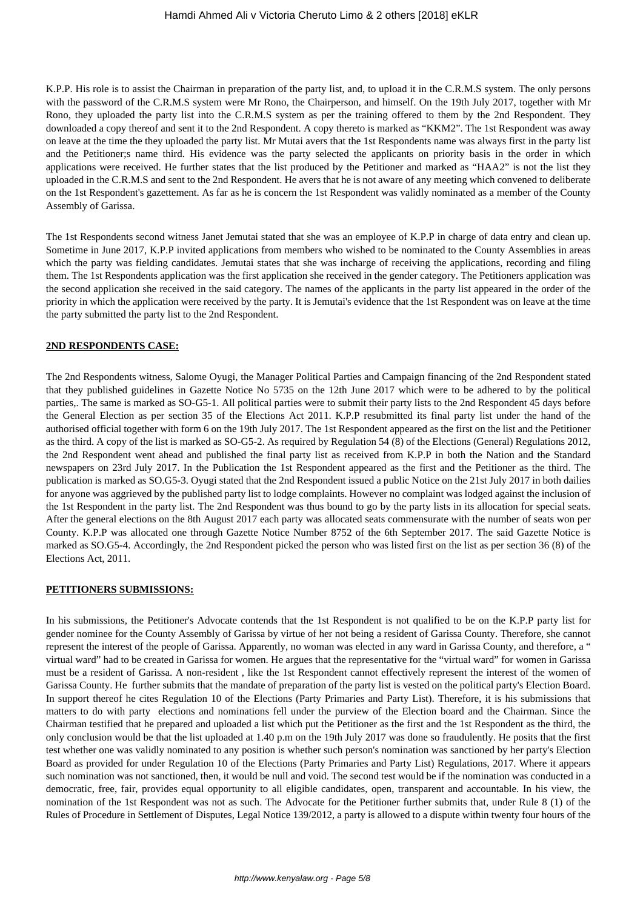K.P.P. His role is to assist the Chairman in preparation of the party list, and, to upload it in the C.R.M.S system. The only persons with the password of the C.R.M.S system were Mr Rono, the Chairperson, and himself. On the 19th July 2017, together with Mr Rono, they uploaded the party list into the C.R.M.S system as per the training offered to them by the 2nd Respondent. They downloaded a copy thereof and sent it to the 2nd Respondent. A copy thereto is marked as "KKM2". The 1st Respondent was away on leave at the time the they uploaded the party list. Mr Mutai avers that the 1st Respondents name was always first in the party list and the Petitioner;s name third. His evidence was the party selected the applicants on priority basis in the order in which applications were received. He further states that the list produced by the Petitioner and marked as "HAA2" is not the list they uploaded in the C.R.M.S and sent to the 2nd Respondent. He avers that he is not aware of any meeting which convened to deliberate on the 1st Respondent's gazettement. As far as he is concern the 1st Respondent was validly nominated as a member of the County Assembly of Garissa.

The 1st Respondents second witness Janet Jemutai stated that she was an employee of K.P.P in charge of data entry and clean up. Sometime in June 2017, K.P.P invited applications from members who wished to be nominated to the County Assemblies in areas which the party was fielding candidates. Jemutai states that she was incharge of receiving the applications, recording and filing them. The 1st Respondents application was the first application she received in the gender category. The Petitioners application was the second application she received in the said category. The names of the applicants in the party list appeared in the order of the priority in which the application were received by the party. It is Jemutai's evidence that the 1st Respondent was on leave at the time the party submitted the party list to the 2nd Respondent.

**2ND RESPONDENTS CASE:**

The 2nd Respondents witness, Salome Oyugi, the Manager Political Parties and Campaign financing of the 2nd Respondent stated that they published guidelines in Gazette Notice No 5735 on the 12th June 2017 which were to be adhered to by the political parties,. The same is marked as SO-G5-1. All political parties were to submit their party lists to the 2nd Respondent 45 days before the General Election as per section 35 of the Elections Act 2011. K.P.P resubmitted its final party list under the hand of the authorised official together with form 6 on the 19th July 2017. The 1st Respondent appeared as the first on the list and the Petitioner as the third. A copy of the list is marked as SO-G5-2. As required by Regulation 54 (8) of the Elections (General) Regulations 2012, the 2nd Respondent went ahead and published the final party list as received from K.P.P in both the Nation and the Standard newspapers on 23rd July 2017. In the Publication the 1st Respondent appeared as the first and the Petitioner as the third. The publication is marked as SO.G5-3. Oyugi stated that the 2nd Respondent issued a public Notice on the 21st July 2017 in both dailies for anyone was aggrieved by the published party list to lodge complaints. However no complaint was lodged against the inclusion of the 1st Respondent in the party list. The 2nd Respondent was thus bound to go by the party lists in its allocation for special seats. After the general elections on the 8th August 2017 each party was allocated seats commensurate with the number of seats won per County. K.P.P was allocated one through Gazette Notice Number 8752 of the 6th September 2017. The said Gazette Notice is marked as SO.G5-4. Accordingly, the 2nd Respondent picked the person who was listed first on the list as per section 36 (8) of the Elections Act, 2011.

**PETITIONERS SUBMISSIONS:**

In his submissions, the Petitioner's Advocate contends that the 1st Respondent is not qualified to be on the K.P.P party list for gender nominee for the County Assembly of Garissa by virtue of her not being a resident of Garissa County. Therefore, she cannot represent the interest of the people of Garissa. Apparently, no woman was elected in any ward in Garissa County, and therefore, a " virtual ward" had to be created in Garissa for women. He argues that the representative for the "virtual ward" for women in Garissa must be a resident of Garissa. A non-resident , like the 1st Respondent cannot effectively represent the interest of the women of Garissa County. He further submits that the mandate of preparation of the party list is vested on the political party's Election Board. In support thereof he cites Regulation 10 of the Elections (Party Primaries and Party List). Therefore, it is his submissions that matters to do with party elections and nominations fell under the purview of the Election board and the Chairman. Since the Chairman testified that he prepared and uploaded a list which put the Petitioner as the first and the 1st Respondent as the third, the only conclusion would be that the list uploaded at 1.40 p.m on the 19th July 2017 was done so fraudulently. He posits that the first test whether one was validly nominated to any position is whether such person's nomination was sanctioned by her party's Election Board as provided for under Regulation 10 of the Elections (Party Primaries and Party List) Regulations, 2017. Where it appears such nomination was not sanctioned, then, it would be null and void. The second test would be if the nomination was conducted in a democratic, free, fair, provides equal opportunity to all eligible candidates, open, transparent and accountable. In his view, the nomination of the 1st Respondent was not as such. The Advocate for the Petitioner further submits that, under Rule 8 (1) of the Rules of Procedure in Settlement of Disputes, Legal Notice 139/2012, a party is allowed to a dispute within twenty four hours of the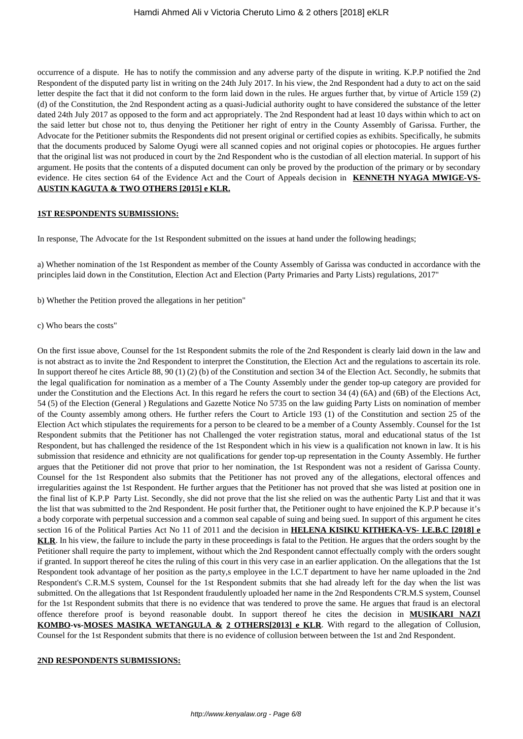occurrence of a dispute. He has to notify the commission and any adverse party of the dispute in writing. K.P.P notified the 2nd Respondent of the disputed party list in writing on the 24th July 2017. In his view, the 2nd Respondent had a duty to act on the said letter despite the fact that it did not conform to the form laid down in the rules. He argues further that, by virtue of Article 159 (2) (d) of the Constitution, the 2nd Respondent acting as a quasi-Judicial authority ought to have considered the substance of the letter dated 24th July 2017 as opposed to the form and act appropriately. The 2nd Respondent had at least 10 days within which to act on the said letter but chose not to, thus denying the Petitioner her right of entry in the County Assembly of Garissa. Further, the Advocate for the Petitioner submits the Respondents did not present original or certified copies as exhibits. Specifically, he submits that the documents produced by Salome Oyugi were all scanned copies and not original copies or photocopies. He argues further that the original list was not produced in court by the 2nd Respondent who is the custodian of all election material. In support of his argument. He posits that the contents of a disputed document can only be proved by the production of the primary or by secondary evidence. He cites section 64 of the Evidence Act and the Court of Appeals decision in **KENNETH NYAGA MWIGE-VS-AUSTIN KAGUTA & TWO OTHERS [2015] e KLR.**

**1ST RESPONDENTS SUBMISSIONS:**

In response, The Advocate for the 1st Respondent submitted on the issues at hand under the following headings;

a) Whether nomination of the 1st Respondent as member of the County Assembly of Garissa was conducted in accordance with the principles laid down in the Constitution, Election Act and Election (Party Primaries and Party Lists) regulations, 2017"

b) Whether the Petition proved the allegations in her petition"

c) Who bears the costs"

On the first issue above, Counsel for the 1st Respondent submits the role of the 2nd Respondent is clearly laid down in the law and is not abstract as to invite the 2nd Respondent to interpret the Constitution, the Election Act and the regulations to ascertain its role. In support thereof he cites Article 88, 90 (1) (2) (b) of the Constitution and section 34 of the Election Act. Secondly, he submits that the legal qualification for nomination as a member of a The County Assembly under the gender top-up category are provided for under the Constitution and the Elections Act. In this regard he refers the court to section 34 (4) (6A) and (6B) of the Elections Act, 54 (5) of the Election (General ) Regulations and Gazette Notice No 5735 on the law guiding Party Lists on nomination of member of the County assembly among others. He further refers the Court to Article 193 (1) of the Constitution and section 25 of the Election Act which stipulates the requirements for a person to be cleared to be a member of a County Assembly. Counsel for the 1st Respondent submits that the Petitioner has not Challenged the voter registration status, moral and educational status of the 1st Respondent, but has challenged the residence of the 1st Respondent which in his view is a qualification not known in law. It is his submission that residence and ethnicity are not qualifications for gender top-up representation in the County Assembly. He further argues that the Petitioner did not prove that prior to her nomination, the 1st Respondent was not a resident of Garissa County. Counsel for the 1st Respondent also submits that the Petitioner has not proved any of the allegations, electoral offences and irregularities against the 1st Respondent. He further argues that the Petitioner has not proved that she was listed at position one in the final list of K.P.P Party List. Secondly, she did not prove that the list she relied on was the authentic Party List and that it was the list that was submitted to the 2nd Respondent. He posit further that, the Petitioner ought to have enjoined the K.P.P because it's a body corporate with perpetual succession and a common seal capable of suing and being sued. In support of this argument he cites section 16 of the Political Parties Act No 11 of 2011 and the decision in **HELENA KISIKU KITHEKA-VS- I.E.B.C [2018] e KLR**. In his view, the failure to include the party in these proceedings is fatal to the Petition. He argues that the orders sought by the Petitioner shall require the party to implement, without which the 2nd Respondent cannot effectually comply with the orders sought if granted. In support thereof he cites the ruling of this court in this very case in an earlier application. On the allegations that the 1st Respondent took advantage of her position as the party,s employee in the I.C.T department to have her name uploaded in the 2nd Respondent's C.R.M.S system, Counsel for the 1st Respondent submits that she had already left for the day when the list was submitted. On the allegations that 1st Respondent fraudulently uploaded her name in the 2nd Respondents C'R.M.S system, Counsel for the 1st Respondent submits that there is no evidence that was tendered to prove the same. He argues that fraud is an electoral offence therefore proof is beyond reasonable doubt. In support thereof he cites the decision in **MUSIKARI NAZI KOMBO-vs-MOSES MASIKA WETANGULA & 2 OTHERS[2013] e KLR**. With regard to the allegation of Collusion, Counsel for the 1st Respondent submits that there is no evidence of collusion between between the 1st and 2nd Respondent.

**2ND RESPONDENTS SUBMISSIONS:**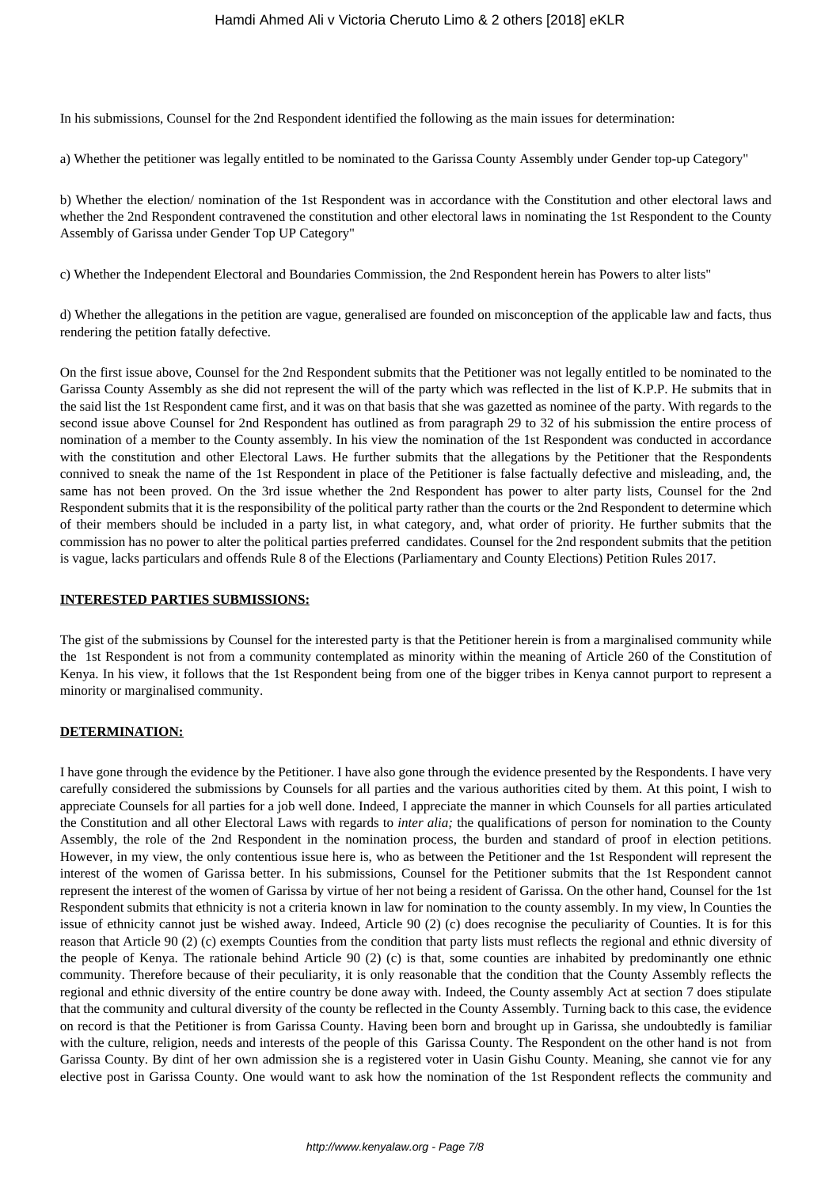In his submissions, Counsel for the 2nd Respondent identified the following as the main issues for determination:

a) Whether the petitioner was legally entitled to be nominated to the Garissa County Assembly under Gender top-up Category"

b) Whether the election/ nomination of the 1st Respondent was in accordance with the Constitution and other electoral laws and whether the 2nd Respondent contravened the constitution and other electoral laws in nominating the 1st Respondent to the County Assembly of Garissa under Gender Top UP Category"

c) Whether the Independent Electoral and Boundaries Commission, the 2nd Respondent herein has Powers to alter lists"

d) Whether the allegations in the petition are vague, generalised are founded on misconception of the applicable law and facts, thus rendering the petition fatally defective.

On the first issue above, Counsel for the 2nd Respondent submits that the Petitioner was not legally entitled to be nominated to the Garissa County Assembly as she did not represent the will of the party which was reflected in the list of K.P.P. He submits that in the said list the 1st Respondent came first, and it was on that basis that she was gazetted as nominee of the party. With regards to the second issue above Counsel for 2nd Respondent has outlined as from paragraph 29 to 32 of his submission the entire process of nomination of a member to the County assembly. In his view the nomination of the 1st Respondent was conducted in accordance with the constitution and other Electoral Laws. He further submits that the allegations by the Petitioner that the Respondents connived to sneak the name of the 1st Respondent in place of the Petitioner is false factually defective and misleading, and, the same has not been proved. On the 3rd issue whether the 2nd Respondent has power to alter party lists, Counsel for the 2nd Respondent submits that it is the responsibility of the political party rather than the courts or the 2nd Respondent to determine which of their members should be included in a party list, in what category, and, what order of priority. He further submits that the commission has no power to alter the political parties preferred candidates. Counsel for the 2nd respondent submits that the petition is vague, lacks particulars and offends Rule 8 of the Elections (Parliamentary and County Elections) Petition Rules 2017.

**INTERESTED PARTIES SUBMISSIONS:**

The gist of the submissions by Counsel for the interested party is that the Petitioner herein is from a marginalised community while the 1st Respondent is not from a community contemplated as minority within the meaning of Article 260 of the Constitution of Kenya. In his view, it follows that the 1st Respondent being from one of the bigger tribes in Kenya cannot purport to represent a minority or marginalised community.

**DETERMINATION:**

I have gone through the evidence by the Petitioner. I have also gone through the evidence presented by the Respondents. I have very carefully considered the submissions by Counsels for all parties and the various authorities cited by them. At this point, I wish to appreciate Counsels for all parties for a job well done. Indeed, I appreciate the manner in which Counsels for all parties articulated the Constitution and all other Electoral Laws with regards to *inter alia;* the qualifications of person for nomination to the County Assembly, the role of the 2nd Respondent in the nomination process, the burden and standard of proof in election petitions. However, in my view, the only contentious issue here is, who as between the Petitioner and the 1st Respondent will represent the interest of the women of Garissa better. In his submissions, Counsel for the Petitioner submits that the 1st Respondent cannot represent the interest of the women of Garissa by virtue of her not being a resident of Garissa. On the other hand, Counsel for the 1st Respondent submits that ethnicity is not a criteria known in law for nomination to the county assembly. In my view, ln Counties the issue of ethnicity cannot just be wished away. Indeed, Article 90 (2) (c) does recognise the peculiarity of Counties. It is for this reason that Article 90 (2) (c) exempts Counties from the condition that party lists must reflects the regional and ethnic diversity of the people of Kenya. The rationale behind Article 90 (2) (c) is that, some counties are inhabited by predominantly one ethnic community. Therefore because of their peculiarity, it is only reasonable that the condition that the County Assembly reflects the regional and ethnic diversity of the entire country be done away with. Indeed, the County assembly Act at section 7 does stipulate that the community and cultural diversity of the county be reflected in the County Assembly. Turning back to this case, the evidence on record is that the Petitioner is from Garissa County. Having been born and brought up in Garissa, she undoubtedly is familiar with the culture, religion, needs and interests of the people of this Garissa County. The Respondent on the other hand is not from Garissa County. By dint of her own admission she is a registered voter in Uasin Gishu County. Meaning, she cannot vie for any elective post in Garissa County. One would want to ask how the nomination of the 1st Respondent reflects the community and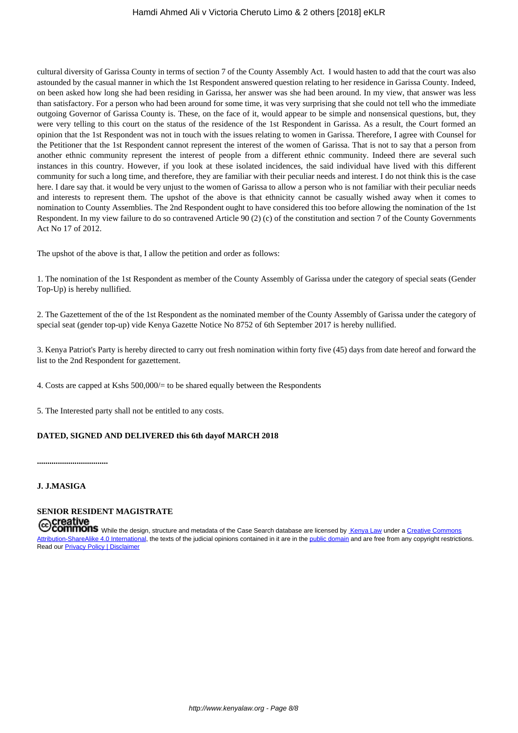cultural diversity of Garissa County in terms of section 7 of the County Assembly Act. I would hasten to add that the court was also astounded by the casual manner in which the 1st Respondent answered question relating to her residence in Garissa County. Indeed, on been asked how long she had been residing in Garissa, her answer was she had been around. In my view, that answer was less than satisfactory. For a person who had been around for some time, it was very surprising that she could not tell who the immediate outgoing Governor of Garissa County is. These, on the face of it, would appear to be simple and nonsensical questions, but, they were very telling to this court on the status of the residence of the 1st Respondent in Garissa. As a result, the Court formed an opinion that the 1st Respondent was not in touch with the issues relating to women in Garissa. Therefore, I agree with Counsel for the Petitioner that the 1st Respondent cannot represent the interest of the women of Garissa. That is not to say that a person from another ethnic community represent the interest of people from a different ethnic community. Indeed there are several such instances in this country. However, if you look at these isolated incidences, the said individual have lived with this different community for such a long time, and therefore, they are familiar with their peculiar needs and interest. I do not think this is the case here. I dare say that. it would be very unjust to the women of Garissa to allow a person who is not familiar with their peculiar needs and interests to represent them. The upshot of the above is that ethnicity cannot be casually wished away when it comes to nomination to County Assemblies. The 2nd Respondent ought to have considered this too before allowing the nomination of the 1st Respondent. In my view failure to do so contravened Article 90 (2) (c) of the constitution and section 7 of the County Governments Act No 17 of 2012.

The upshot of the above is that, I allow the petition and order as follows:

1. The nomination of the 1st Respondent as member of the County Assembly of Garissa under the category of special seats (Gender Top-Up) is hereby nullified.

2. The Gazettement of the of the 1st Respondent as the nominated member of the County Assembly of Garissa under the category of special seat (gender top-up) vide Kenya Gazette Notice No 8752 of 6th September 2017 is hereby nullified.

3. Kenya Patriot's Party is hereby directed to carry out fresh nomination within forty five (45) days from date hereof and forward the list to the 2nd Respondent for gazettement.

4. Costs are capped at Kshs 500,000/= to be shared equally between the Respondents

5. The Interested party shall not be entitled to any costs.

**DATED, SIGNED AND DELIVERED this 6th dayof MARCH 2018**

**..................................**

**J. J.MASIGA**

**SENIOR RESIDENT MAGISTRATE**

While the design, structure and metadata of the Case Search database are licensed by Kenya Law under a Creative Commons Attribution-ShareAlike 4.0 International, the texts of the judicial opinions contained in it are in the public domain and are free from any copyright restrictions. Read our Privacy Policy | Disclaimer